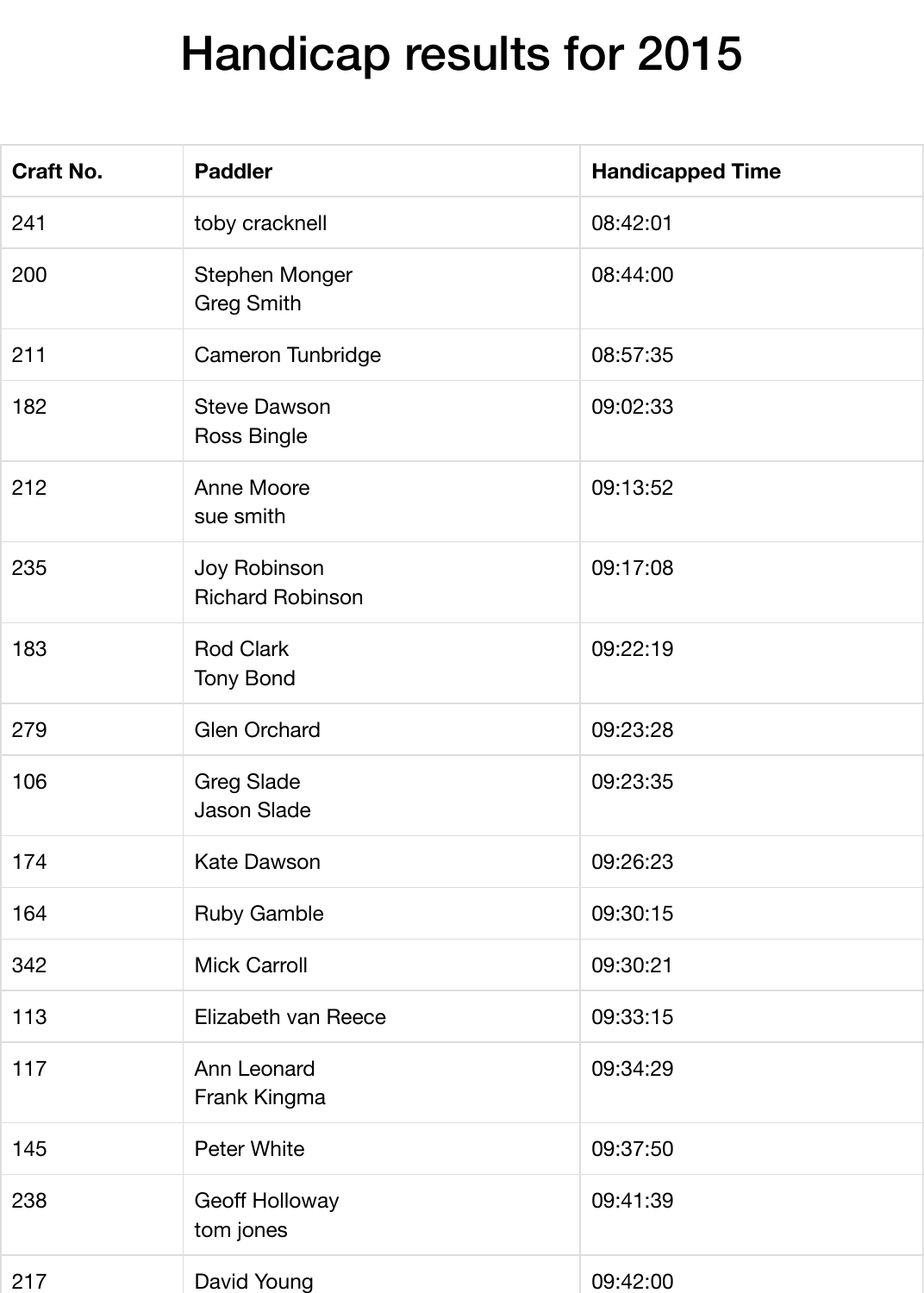# Handicap results for 2015

| Craft No. | Paddler | Handicapped Time |
|---|---|---|
| 241 | toby cracknell | 08:42:01 |
| 200 | Stephen Monger<br>Greg Smith | 08:44:00 |
| 211 | Cameron Tunbridge | 08:57:35 |
| 182 | Steve Dawson<br>Ross Bingle | 09:02:33 |
| 212 | Anne Moore<br>sue smith | 09:13:52 |
| 235 | Joy Robinson<br>Richard Robinson | 09:17:08 |
| 183 | Rod Clark<br>Tony Bond | 09:22:19 |
| 279 | Glen Orchard | 09:23:28 |
| 106 | Greg Slade<br>Jason Slade | 09:23:35 |
| 174 | Kate Dawson | 09:26:23 |
| 164 | Ruby Gamble | 09:30:15 |
| 342 | Mick Carroll | 09:30:21 |
| 113 | Elizabeth van Reece | 09:33:15 |
| 117 | Ann Leonard<br>Frank Kingma | 09:34:29 |
| 145 | Peter White | 09:37:50 |
| 238 | Geoff Holloway<br>tom jones | 09:41:39 |
| 217 | David Young | 09:42:00 |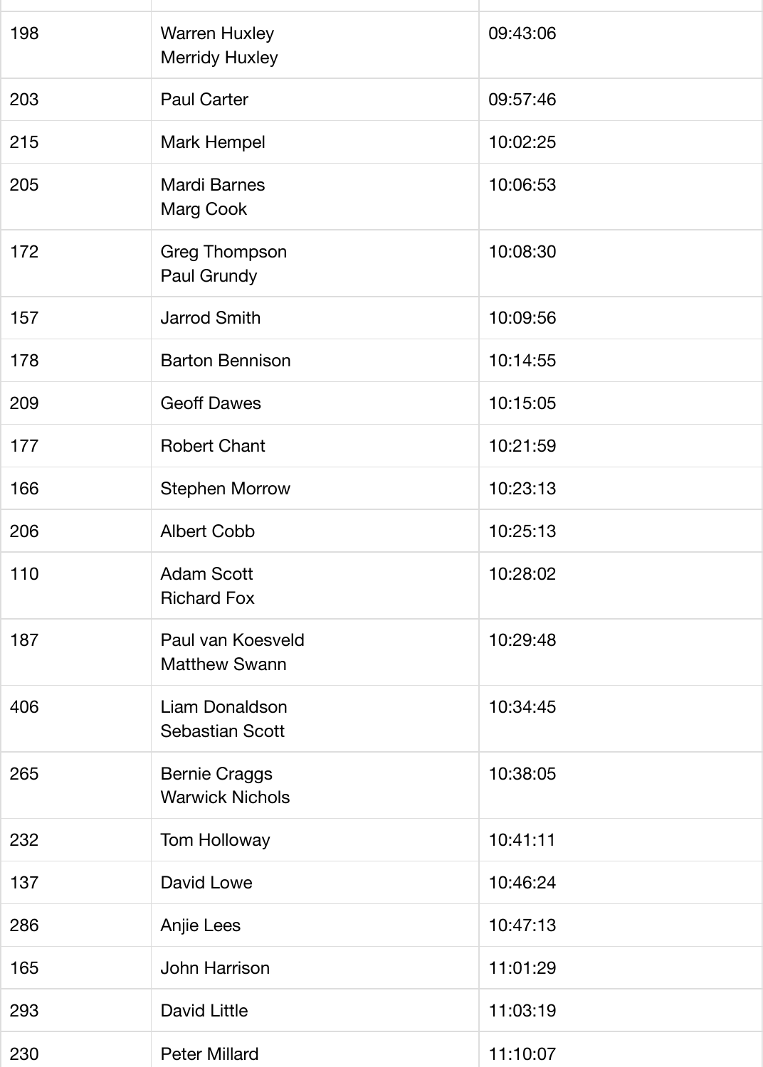| | | |
|---|---|---|
| 198 | Warren Huxley<br>Merridy Huxley | 09:43:06 |
| 203 | Paul Carter | 09:57:46 |
| 215 | Mark Hempel | 10:02:25 |
| 205 | Mardi Barnes<br>Marg Cook | 10:06:53 |
| 172 | Greg Thompson<br>Paul Grundy | 10:08:30 |
| 157 | Jarrod Smith | 10:09:56 |
| 178 | Barton Bennison | 10:14:55 |
| 209 | Geoff Dawes | 10:15:05 |
| 177 | Robert Chant | 10:21:59 |
| 166 | Stephen Morrow | 10:23:13 |
| 206 | Albert Cobb | 10:25:13 |
| 110 | Adam Scott<br>Richard Fox | 10:28:02 |
| 187 | Paul van Koesveld<br>Matthew Swann | 10:29:48 |
| 406 | Liam Donaldson<br>Sebastian Scott | 10:34:45 |
| 265 | Bernie Craggs<br>Warwick Nichols | 10:38:05 |
| 232 | Tom Holloway | 10:41:11 |
| 137 | David Lowe | 10:46:24 |
| 286 | Anjie Lees | 10:47:13 |
| 165 | John Harrison | 11:01:29 |
| 293 | David Little | 11:03:19 |
| 230 | Peter Millard | 11:10:07 |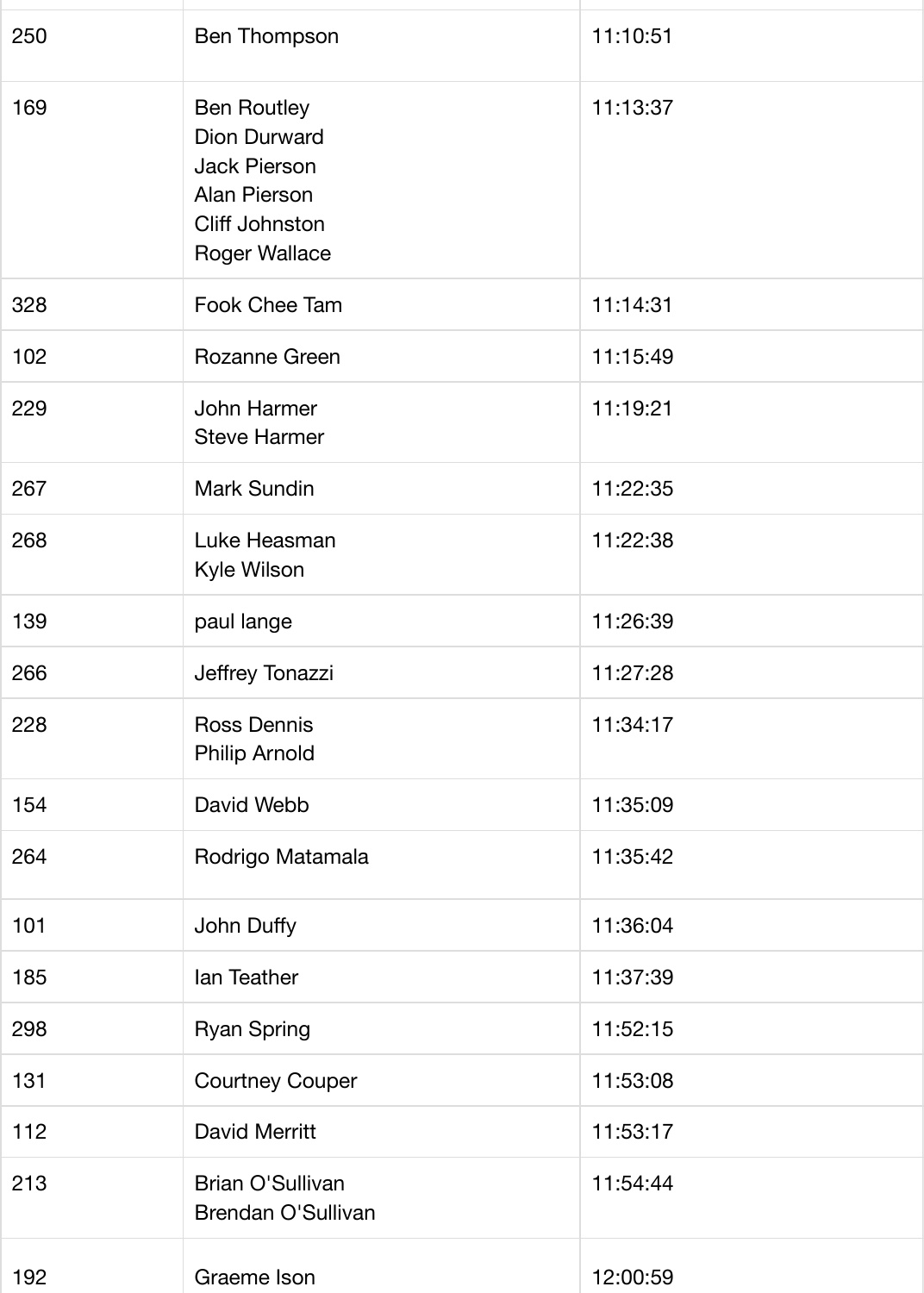| | | |
|---|---|---|
| 250 | Ben Thompson | 11:10:51 |
| 169 | Ben Routley<br>Dion Durward<br>Jack Pierson<br>Alan Pierson<br>Cliff Johnston<br>Roger Wallace | 11:13:37 |
| 328 | Fook Chee Tam | 11:14:31 |
| 102 | Rozanne Green | 11:15:49 |
| 229 | John Harmer<br>Steve Harmer | 11:19:21 |
| 267 | Mark Sundin | 11:22:35 |
| 268 | Luke Heasman<br>Kyle Wilson | 11:22:38 |
| 139 | paul lange | 11:26:39 |
| 266 | Jeffrey Tonazzi | 11:27:28 |
| 228 | Ross Dennis<br>Philip Arnold | 11:34:17 |
| 154 | David Webb | 11:35:09 |
| 264 | Rodrigo Matamala | 11:35:42 |
| 101 | John Duffy | 11:36:04 |
| 185 | Ian Teather | 11:37:39 |
| 298 | Ryan Spring | 11:52:15 |
| 131 | Courtney Couper | 11:53:08 |
| 112 | David Merritt | 11:53:17 |
| 213 | Brian O'Sullivan<br>Brendan O'Sullivan | 11:54:44 |
| 192 | Graeme Ison | 12:00:59 |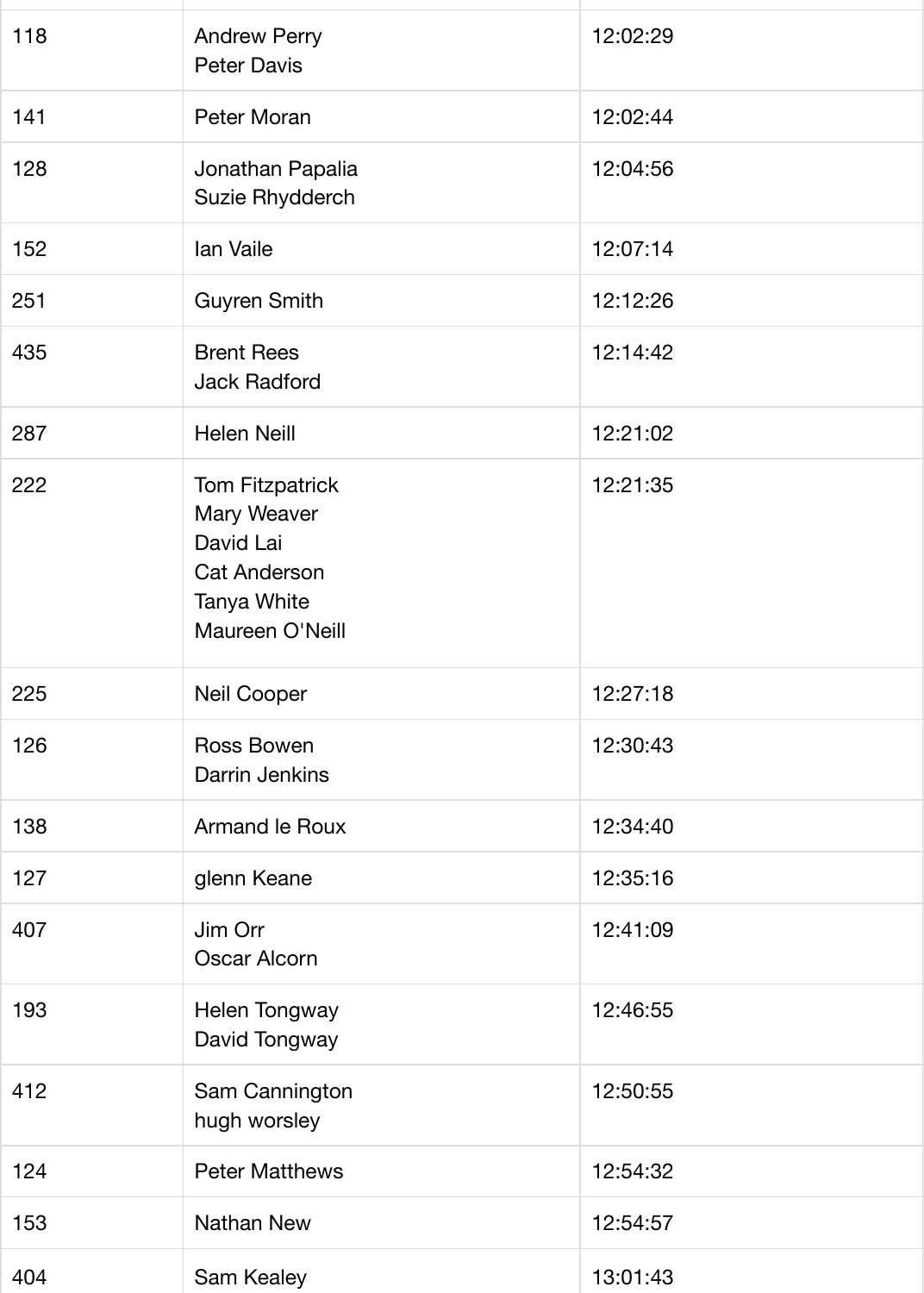| | | |
|---|---|---|
| 118 | Andrew Perry<br>Peter Davis | 12:02:29 |
| 141 | Peter Moran | 12:02:44 |
| 128 | Jonathan Papalia<br>Suzie Rhydderch | 12:04:56 |
| 152 | Ian Vaile | 12:07:14 |
| 251 | Guyren Smith | 12:12:26 |
| 435 | Brent Rees<br>Jack Radford | 12:14:42 |
| 287 | Helen Neill | 12:21:02 |
| 222 | Tom Fitzpatrick<br>Mary Weaver<br>David Lai<br>Cat Anderson<br>Tanya White<br>Maureen O'Neill | 12:21:35 |
| 225 | Neil Cooper | 12:27:18 |
| 126 | Ross Bowen<br>Darrin Jenkins | 12:30:43 |
| 138 | Armand le Roux | 12:34:40 |
| 127 | glenn Keane | 12:35:16 |
| 407 | Jim Orr<br>Oscar Alcorn | 12:41:09 |
| 193 | Helen Tongway<br>David Tongway | 12:46:55 |
| 412 | Sam Cannington<br>hugh worsley | 12:50:55 |
| 124 | Peter Matthews | 12:54:32 |
| 153 | Nathan New | 12:54:57 |
| 404 | Sam Kealey | 13:01:43 |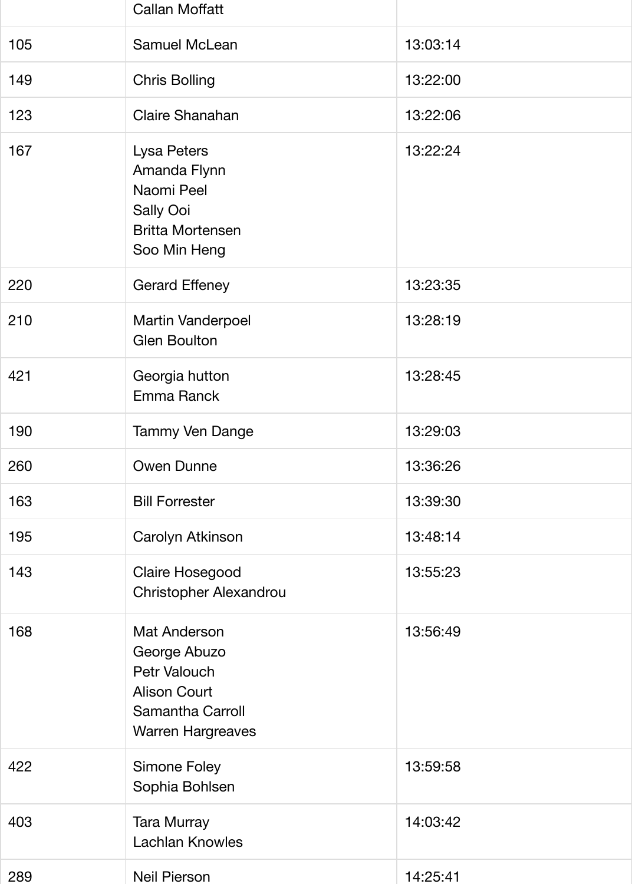| | | |
|---|---|---|
| | Callan Moffatt | |
| 105 | Samuel McLean | 13:03:14 |
| 149 | Chris Bolling | 13:22:00 |
| 123 | Claire Shanahan | 13:22:06 |
| 167 | Lysa Peters<br>Amanda Flynn<br>Naomi Peel<br>Sally Ooi<br>Britta Mortensen<br>Soo Min Heng | 13:22:24 |
| 220 | Gerard Effeney | 13:23:35 |
| 210 | Martin Vanderpoel<br>Glen Boulton | 13:28:19 |
| 421 | Georgia hutton<br>Emma Ranck | 13:28:45 |
| 190 | Tammy Ven Dange | 13:29:03 |
| 260 | Owen Dunne | 13:36:26 |
| 163 | Bill Forrester | 13:39:30 |
| 195 | Carolyn Atkinson | 13:48:14 |
| 143 | Claire Hosegood<br>Christopher Alexandrou | 13:55:23 |
| 168 | Mat Anderson<br>George Abuzo<br>Petr Valouch<br>Alison Court<br>Samantha Carroll<br>Warren Hargreaves | 13:56:49 |
| 422 | Simone Foley<br>Sophia Bohlsen | 13:59:58 |
| 403 | Tara Murray<br>Lachlan Knowles | 14:03:42 |
| 289 | Neil Pierson | 14:25:41 |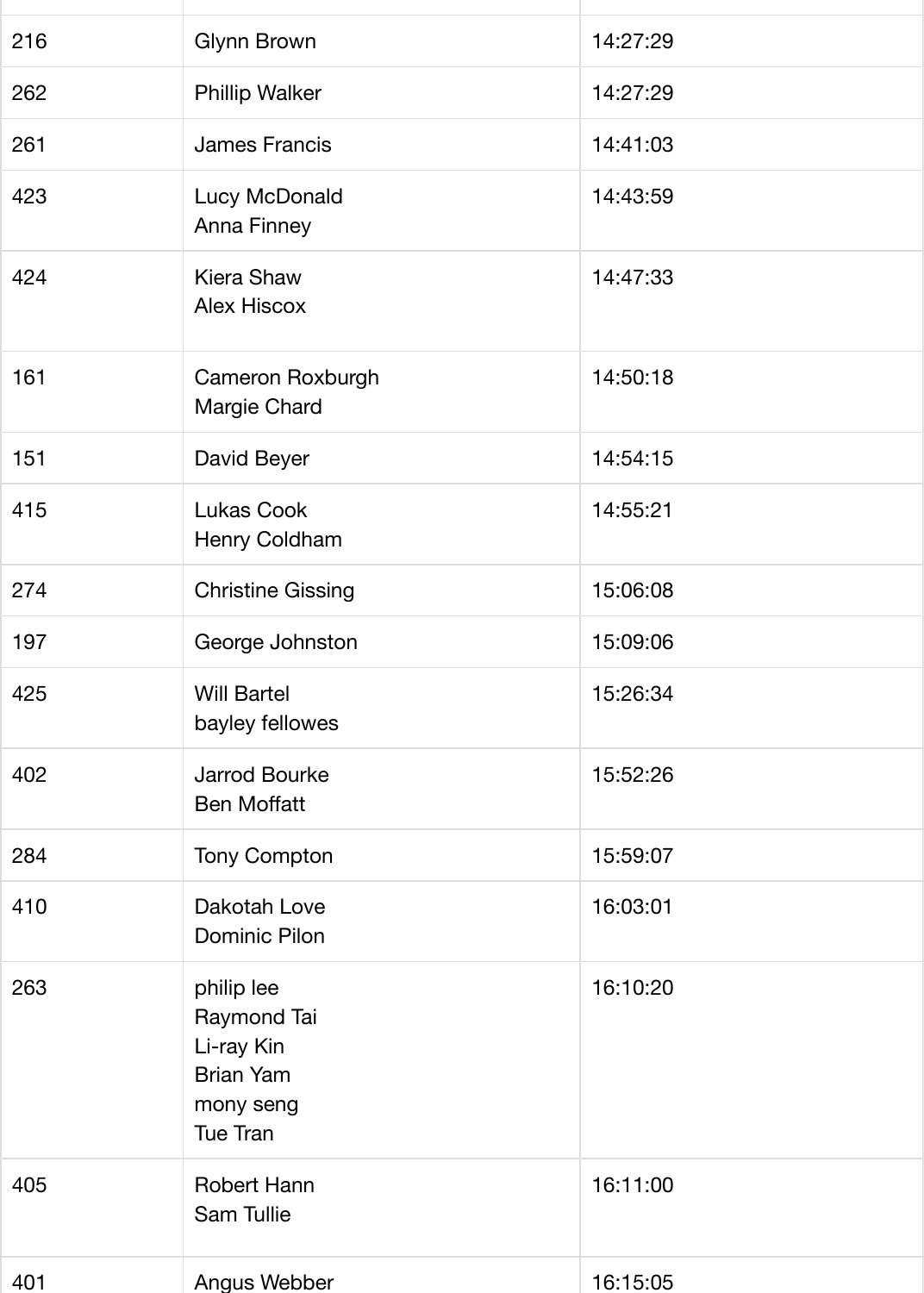| | | |
|---|---|---|
| 216 | Glynn Brown | 14:27:29 |
| 262 | Phillip Walker | 14:27:29 |
| 261 | James Francis | 14:41:03 |
| 423 | Lucy McDonald<br>Anna Finney | 14:43:59 |
| 424 | Kiera Shaw<br>Alex Hiscox | 14:47:33 |
| 161 | Cameron Roxburgh<br>Margie Chard | 14:50:18 |
| 151 | David Beyer | 14:54:15 |
| 415 | Lukas Cook<br>Henry Coldham | 14:55:21 |
| 274 | Christine Gissing | 15:06:08 |
| 197 | George Johnston | 15:09:06 |
| 425 | Will Bartel<br>bayley fellowes | 15:26:34 |
| 402 | Jarrod Bourke<br>Ben Moffatt | 15:52:26 |
| 284 | Tony Compton | 15:59:07 |
| 410 | Dakotah Love<br>Dominic Pilon | 16:03:01 |
| 263 | philip lee<br>Raymond Tai<br>Li-ray Kin<br>Brian Yam<br>mony seng<br>Tue Tran | 16:10:20 |
| 405 | Robert Hann<br>Sam Tullie | 16:11:00 |
| 401 | Angus Webber | 16:15:05 |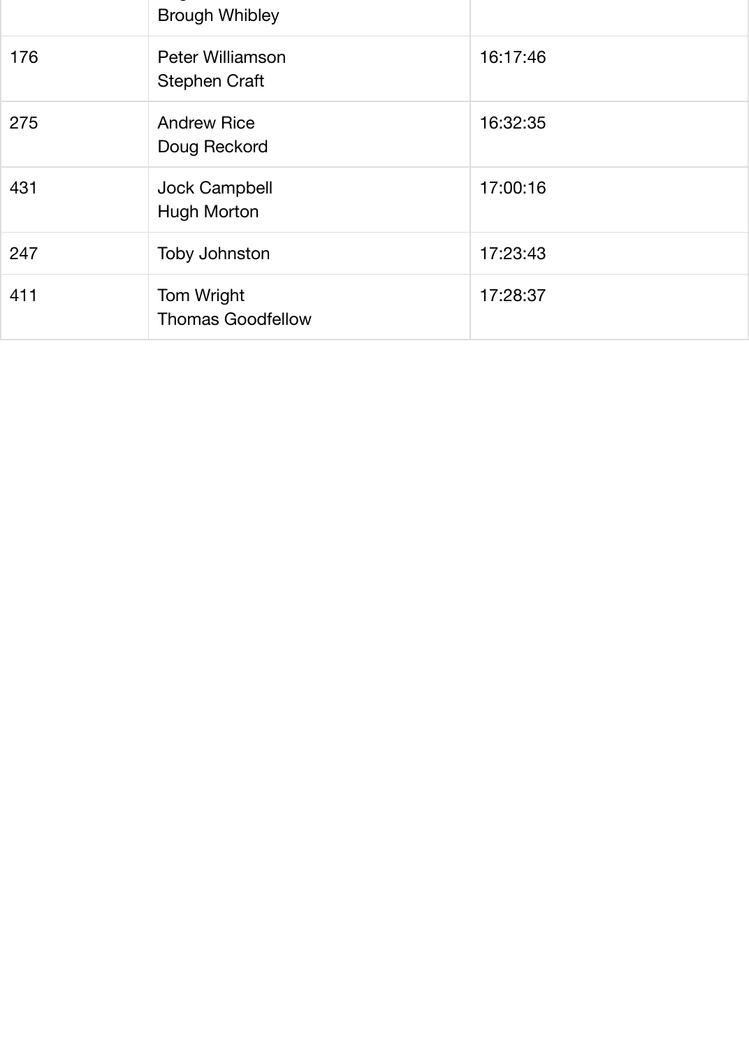| | | |
|---|---|---|
| | Brough Whibley | |
| 176 | Peter Williamson<br>Stephen Craft | 16:17:46 |
| 275 | Andrew Rice<br>Doug Reckord | 16:32:35 |
| 431 | Jock Campbell<br>Hugh Morton | 17:00:16 |
| 247 | Toby Johnston | 17:23:43 |
| 411 | Tom Wright<br>Thomas Goodfellow | 17:28:37 |